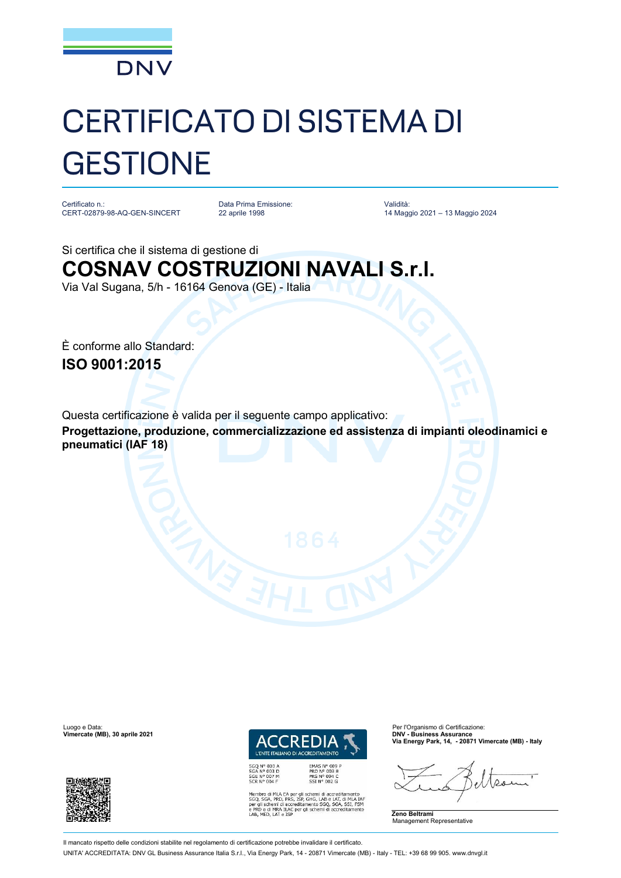# CERTIFICATO DI SISTEMA DI GESTIONE

| Certificato n.: | Data Prima Emissione: | Validità: |
| --- | --- | --- |
| CERT-02879-98-AQ-GEN-SINCERT | 22 aprile 1998 | 14 Maggio 2021 – 13 Maggio 2024 |

Si certifica che il sistema di gestione di

## COSNAV COSTRUZIONI NAVALI S.r.l.

Via Val Sugana, 5/h - 16164 Genova (GE) - Italia

È conforme allo Standard:

**ISO 9001:2015**

Questa certificazione è valida per il seguente campo applicativo:

**Progettazione, produzione, commercializzazione ed assistenza di impianti oleodinamici e pneumatici (IAF 18)**

Luogo e Data:
**Vimercate (MB), 30 aprile 2021**

ACCREDIA
L'ENTE ITALIANO DI ACCREDITAMENTO

SGQ N° 003 A
SGA N° 003 D
SGE N° 007 M
SCR N° 004 F

EMAS N° 009 P
PRD N° 003 B
PRS N° 094 C
SSI N° 002 G

Membro di MLA EA per gli schemi di accreditamento SGQ, SGA, PRD, PRS, ISP, GHG, LAB e LAT, di MLA IAF per gli schemi di accreditamento SGQ, SGA, SSI, FSM e PRD e di MRA ILAC per gli schemi di accreditamento LAB, MED, LAT e ISP

Per l'Organismo di Certificazione:
**DNV - Business Assurance**
**Via Energy Park, 14, - 20871 Vimercate (MB) - Italy**

**Zeno Beltrami**
Management Representative

Il mancato rispetto delle condizioni stabilite nel regolamento di certificazione potrebbe invalidare il certificato.

UNITA' ACCREDITATA: DNV GL Business Assurance Italia S.r.l., Via Energy Park, 14 - 20871 Vimercate (MB) - Italy - TEL: +39 68 99 905. www.dnvgl.it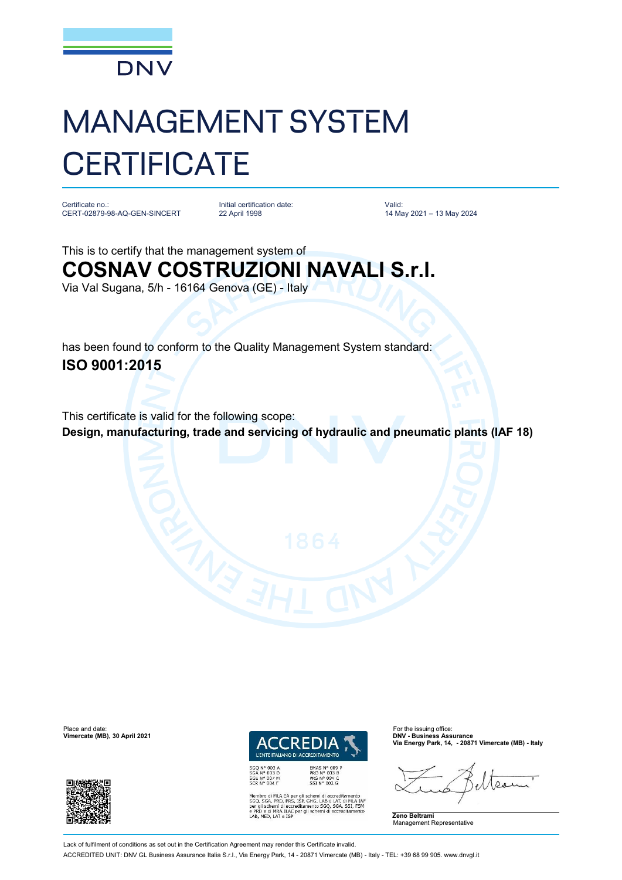DNV

# MANAGEMENT SYSTEM CERTIFICATE

| | | |
|---|---|---|
| Certificate no.: CERT-02879-98-AQ-GEN-SINCERT | Initial certification date: 22 April 1998 | Valid: 14 May 2021 – 13 May 2024 |

This is to certify that the management system of

## COSNAV COSTRUZIONI NAVALI S.r.l.

Via Val Sugana, 5/h - 16164 Genova (GE) - Italy

has been found to conform to the Quality Management System standard:

**ISO 9001:2015**

This certificate is valid for the following scope:

**Design, manufacturing, trade and servicing of hydraulic and pneumatic plants (IAF 18)**

Place and date:
**Vimercate (MB), 30 April 2021**

ACCREDIA
L'ENTE ITALIANO DI ACCREDITAMENTO

SGQ N° 003 A
SGA N° 003 D
SGE N° 007 M
SCR N° 004 F

EMAS N° 009 P
PRD N° 003 B
PRS N° 094 C
SSI N° 002 G

Membro di MLA EA per gli schemi di accreditamento SGQ, SGA, PRD, PRS, ISP, GHG, LAB e LAT, di MLA IAF per gli schemi di accreditamento SGQ, SGA, SSI, FSM e PRD e di MRA ILAC per gli schemi di accreditamento LAB, MED, LAT e ISP

For the issuing office:
**DNV - Business Assurance**
**Via Energy Park, 14, - 20871 Vimercate (MB) - Italy**

**Zeno Beltrami**
Management Representative

Lack of fulfilment of conditions as set out in the Certification Agreement may render this Certificate invalid.

ACCREDITED UNIT: DNV GL Business Assurance Italia S.r.l., Via Energy Park, 14 - 20871 Vimercate (MB) - Italy - TEL: +39 68 99 905. www.dnvgl.it